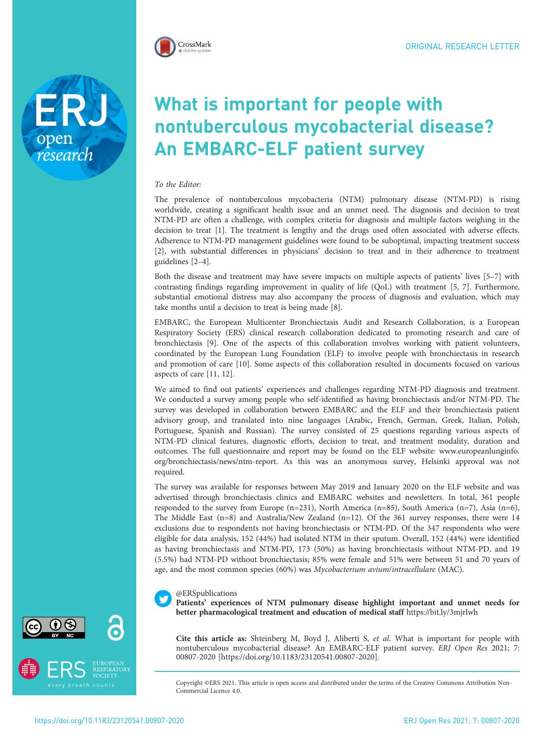ORIGINAL RESEARCH LETTER

# What is important for people with nontuberculous mycobacterial disease? An EMBARC-ELF patient survey

*To the Editor:*

The prevalence of nontuberculous mycobacteria (NTM) pulmonary disease (NTM-PD) is rising worldwide, creating a significant health issue and an unmet need. The diagnosis and decision to treat NTM-PD are often a challenge, with complex criteria for diagnosis and multiple factors weighing in the decision to treat [1]. The treatment is lengthy and the drugs used often associated with adverse effects. Adherence to NTM-PD management guidelines were found to be suboptimal, impacting treatment success [2], with substantial differences in physicians' decision to treat and in their adherence to treatment guidelines [2–4].

Both the disease and treatment may have severe impacts on multiple aspects of patients' lives [5–7] with contrasting findings regarding improvement in quality of life (QoL) with treatment [5, 7]. Furthermore, substantial emotional distress may also accompany the process of diagnosis and evaluation, which may take months until a decision to treat is being made [8].

EMBARC, the European Multicenter Bronchiectasis Audit and Research Collaboration, is a European Respiratory Society (ERS) clinical research collaboration dedicated to promoting research and care of bronchiectasis [9]. One of the aspects of this collaboration involves working with patient volunteers, coordinated by the European Lung Foundation (ELF) to involve people with bronchiectasis in research and promotion of care [10]. Some aspects of this collaboration resulted in documents focused on various aspects of care [11, 12].

We aimed to find out patients' experiences and challenges regarding NTM-PD diagnosis and treatment. We conducted a survey among people who self-identified as having bronchiectasis and/or NTM-PD. The survey was developed in collaboration between EMBARC and the ELF and their bronchiectasis patient advisory group, and translated into nine languages (Arabic, French, German, Greek, Italian, Polish, Portuguese, Spanish and Russian). The survey consisted of 25 questions regarding various aspects of NTM-PD clinical features, diagnostic efforts, decision to treat, and treatment modality, duration and outcomes. The full questionnaire and report may be found on the ELF website: www.europeanlunginfo.org/bronchiectasis/news/ntm-report. As this was an anonymous survey, Helsinki approval was not required.

The survey was available for responses between May 2019 and January 2020 on the ELF website and was advertised through bronchiectasis clinics and EMBARC websites and newsletters. In total, 361 people responded to the survey from Europe (n=231), North America (n=85), South America (n=7), Asia (n=6), The Middle East (n=8) and Australia/New Zealand (n=12). Of the 361 survey responses, there were 14 exclusions due to respondents not having bronchiectasis or NTM-PD. Of the 347 respondents who were eligible for data analysis, 152 (44%) had isolated NTM in their sputum. Overall, 152 (44%) were identified as having bronchiectasis and NTM-PD, 173 (50%) as having bronchiectasis without NTM-PD, and 19 (5.5%) had NTM-PD without bronchiectasis; 85% were female and 51% were between 51 and 70 years of age, and the most common species (60%) was *Mycobacterium avium/intracellulare* (MAC).

@ERSpublications
**Patients' experiences of NTM pulmonary disease highlight important and unmet needs for better pharmacological treatment and education of medical staff** https://bit.ly/3mjrlwh

**Cite this article as:** Shteinberg M, Boyd J, Aliberti S, *et al*. What is important for people with nontuberculous mycobacterial disease? An EMBARC-ELF patient survey. *ERJ Open Res* 2021; 7: 00807-2020 [https://doi.org/10.1183/23120541.00807-2020].

Copyright ©ERS 2021. This article is open access and distributed under the terms of the Creative Commons Attribution Non-Commercial Licence 4.0.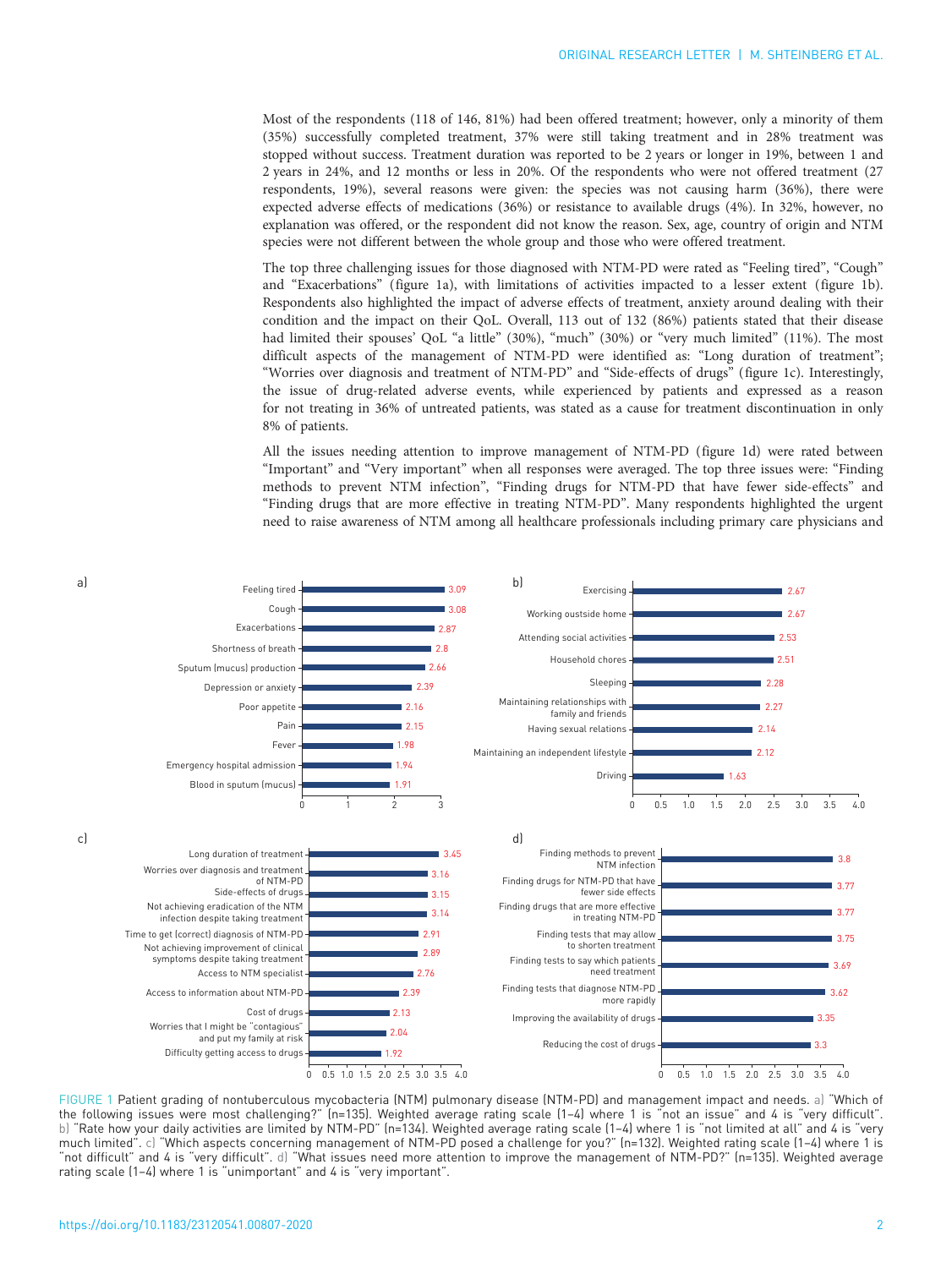Most of the respondents (118 of 146, 81%) had been offered treatment; however, only a minority of them (35%) successfully completed treatment, 37% were still taking treatment and in 28% treatment was stopped without success. Treatment duration was reported to be 2 years or longer in 19%, between 1 and 2 years in 24%, and 12 months or less in 20%. Of the respondents who were not offered treatment (27 respondents, 19%), several reasons were given: the species was not causing harm (36%), there were expected adverse effects of medications (36%) or resistance to available drugs (4%). In 32%, however, no explanation was offered, or the respondent did not know the reason. Sex, age, country of origin and NTM species were not different between the whole group and those who were offered treatment.

The top three challenging issues for those diagnosed with NTM-PD were rated as "Feeling tired", "Cough" and "Exacerbations" (figure 1a), with limitations of activities impacted to a lesser extent (figure 1b). Respondents also highlighted the impact of adverse effects of treatment, anxiety around dealing with their condition and the impact on their QoL. Overall, 113 out of 132 (86%) patients stated that their disease had limited their spouses' QoL "a little" (30%), "much" (30%) or "very much limited" (11%). The most difficult aspects of the management of NTM-PD were identified as: "Long duration of treatment"; "Worries over diagnosis and treatment of NTM-PD" and "Side-effects of drugs" (figure 1c). Interestingly, the issue of drug-related adverse events, while experienced by patients and expressed as a reason for not treating in 36% of untreated patients, was stated as a cause for treatment discontinuation in only 8% of patients.

All the issues needing attention to improve management of NTM-PD (figure 1d) were rated between "Important" and "Very important" when all responses were averaged. The top three issues were: "Finding methods to prevent NTM infection", "Finding drugs for NTM-PD that have fewer side-effects" and "Finding drugs that are more effective in treating NTM-PD". Many respondents highlighted the urgent need to raise awareness of NTM among all healthcare professionals including primary care physicians and

a)

| Issue | Rating |
|---|---|
| Feeling tired | 3.09 |
| Cough | 3.08 |
| Exacerbations | 2.87 |
| Shortness of breath | 2.8 |
| Sputum (mucus) production | 2.66 |
| Depression or anxiety | 2.39 |
| Poor appetite | 2.16 |
| Pain | 2.15 |
| Fever | 1.98 |
| Emergency hospital admission | 1.94 |
| Blood in sputum (mucus) | 1.91 |

b)

| Activity | Rating |
|---|---|
| Exercising | 2.67 |
| Working outside home | 2.67 |
| Attending social activities | 2.53 |
| Household chores | 2.51 |
| Sleeping | 2.28 |
| Maintaining relationships with family and friends | 2.27 |
| Having sexual relations | 2.14 |
| Maintaining an independent lifestyle | 2.12 |
| Driving | 1.63 |

c)

| Aspect | Rating |
|---|---|
| Long duration of treatment | 3.45 |
| Worries over diagnosis and treatment of NTM-PD | 3.16 |
| Side-effects of drugs | 3.15 |
| Not achieving eradication of the NTM infection despite taking treatment | 3.14 |
| Time to get (correct) diagnosis of NTM-PD | 2.91 |
| Not achieving improvement of clinical symptoms despite taking treatment | 2.89 |
| Access to NTM specialist | 2.76 |
| Access to information about NTM-PD | 2.39 |
| Cost of drugs | 2.13 |
| Worries that I might be "contagious" and put my family at risk | 2.04 |
| Difficulty getting access to drugs | 1.92 |

d)

| Issue | Rating |
|---|---|
| Finding methods to prevent NTM infection | 3.8 |
| Finding drugs for NTM-PD that have fewer side effects | 3.77 |
| Finding drugs that are more effective in treating NTM-PD | 3.77 |
| Finding tests that may allow to shorten treatment | 3.75 |
| Finding tests to say which patients need treatment | 3.69 |
| Finding tests that diagnose NTM-PD more rapidly | 3.62 |
| Improving the availability of drugs | 3.35 |
| Reducing the cost of drugs | 3.3 |

FIGURE 1 Patient grading of nontuberculous mycobacteria (NTM) pulmonary disease (NTM-PD) and management impact and needs. a) "Which of the following issues were most challenging?" (n=135). Weighted average rating scale (1–4) where 1 is "not an issue" and 4 is "very difficult". b) "Rate how your daily activities are limited by NTM-PD" (n=134). Weighted average rating scale (1–4) where 1 is "not limited at all" and 4 is "very much limited". c) "Which aspects concerning management of NTM-PD posed a challenge for you?" (n=132). Weighted rating scale (1–4) where 1 is "not difficult" and 4 is "very difficult". d) "What issues need more attention to improve the management of NTM-PD?" (n=135). Weighted average rating scale (1–4) where 1 is "unimportant" and 4 is "very important".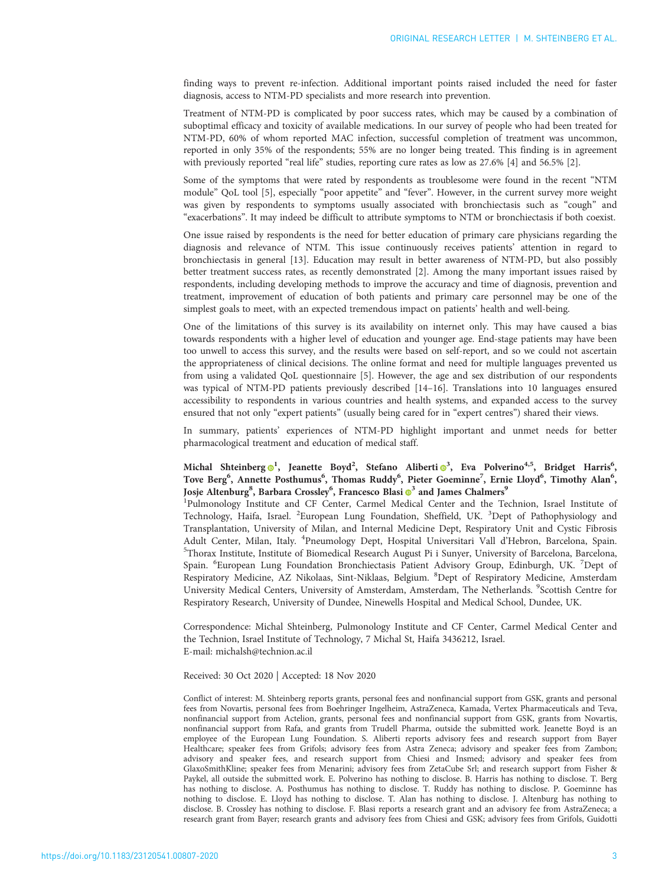finding ways to prevent re-infection. Additional important points raised included the need for faster diagnosis, access to NTM-PD specialists and more research into prevention.

Treatment of NTM-PD is complicated by poor success rates, which may be caused by a combination of suboptimal efficacy and toxicity of available medications. In our survey of people who had been treated for NTM-PD, 60% of whom reported MAC infection, successful completion of treatment was uncommon, reported in only 35% of the respondents; 55% are no longer being treated. This finding is in agreement with previously reported "real life" studies, reporting cure rates as low as 27.6% [4] and 56.5% [2].

Some of the symptoms that were rated by respondents as troublesome were found in the recent "NTM module" QoL tool [5], especially "poor appetite" and "fever". However, in the current survey more weight was given by respondents to symptoms usually associated with bronchiectasis such as "cough" and "exacerbations". It may indeed be difficult to attribute symptoms to NTM or bronchiectasis if both coexist.

One issue raised by respondents is the need for better education of primary care physicians regarding the diagnosis and relevance of NTM. This issue continuously receives patients' attention in regard to bronchiectasis in general [13]. Education may result in better awareness of NTM-PD, but also possibly better treatment success rates, as recently demonstrated [2]. Among the many important issues raised by respondents, including developing methods to improve the accuracy and time of diagnosis, prevention and treatment, improvement of education of both patients and primary care personnel may be one of the simplest goals to meet, with an expected tremendous impact on patients' health and well-being.

One of the limitations of this survey is its availability on internet only. This may have caused a bias towards respondents with a higher level of education and younger age. End-stage patients may have been too unwell to access this survey, and the results were based on self-report, and so we could not ascertain the appropriateness of clinical decisions. The online format and need for multiple languages prevented us from using a validated QoL questionnaire [5]. However, the age and sex distribution of our respondents was typical of NTM-PD patients previously described [14–16]. Translations into 10 languages ensured accessibility to respondents in various countries and health systems, and expanded access to the survey ensured that not only "expert patients" (usually being cared for in "expert centres") shared their views.

In summary, patients' experiences of NTM-PD highlight important and unmet needs for better pharmacological treatment and education of medical staff.

**Michal Shteinberg[1], Jeanette Boyd[2], Stefano Aliberti[3], Eva Polverino[4,5], Bridget Harris[6], Tove Berg[6], Annette Posthumus[6], Thomas Ruddy[6], Pieter Goeminne[7], Ernie Lloyd[6], Timothy Alan[6], Josje Altenburg[8], Barbara Crossley[6], Francesco Blasi[3] and James Chalmers[9]**

[1]Pulmonology Institute and CF Center, Carmel Medical Center and the Technion, Israel Institute of Technology, Haifa, Israel. [2]European Lung Foundation, Sheffield, UK. [3]Dept of Pathophysiology and Transplantation, University of Milan, and Internal Medicine Dept, Respiratory Unit and Cystic Fibrosis Adult Center, Milan, Italy. [4]Pneumology Dept, Hospital Universitari Vall d'Hebron, Barcelona, Spain. [5]Thorax Institute, Institute of Biomedical Research August Pi i Sunyer, University of Barcelona, Barcelona, Spain. [6]European Lung Foundation Bronchiectasis Patient Advisory Group, Edinburgh, UK. [7]Dept of Respiratory Medicine, AZ Nikolaas, Sint-Niklaas, Belgium. [8]Dept of Respiratory Medicine, Amsterdam University Medical Centers, University of Amsterdam, Amsterdam, The Netherlands. [9]Scottish Centre for Respiratory Research, University of Dundee, Ninewells Hospital and Medical School, Dundee, UK.

Correspondence: Michal Shteinberg, Pulmonology Institute and CF Center, Carmel Medical Center and the Technion, Israel Institute of Technology, 7 Michal St, Haifa 3436212, Israel.
E-mail: michalsh@technion.ac.il

Received: 30 Oct 2020 | Accepted: 18 Nov 2020

Conflict of interest: M. Shteinberg reports grants, personal fees and nonfinancial support from GSK, grants and personal fees from Novartis, personal fees from Boehringer Ingelheim, AstraZeneca, Kamada, Vertex Pharmaceuticals and Teva, nonfinancial support from Actelion, grants, personal fees and nonfinancial support from GSK, grants from Novartis, nonfinancial support from Rafa, and grants from Trudell Pharma, outside the submitted work. Jeanette Boyd is an employee of the European Lung Foundation. S. Aliberti reports advisory fees and research support from Bayer Healthcare; speaker fees from Grifols; advisory fees from Astra Zeneca; advisory and speaker fees from Zambon; advisory and speaker fees, and research support from Chiesi and Insmed; advisory and speaker fees from GlaxoSmithKline; speaker fees from Menarini; advisory fees from ZetaCube Srl; and research support from Fisher & Paykel, all outside the submitted work. E. Polverino has nothing to disclose. B. Harris has nothing to disclose. T. Berg has nothing to disclose. A. Posthumus has nothing to disclose. T. Ruddy has nothing to disclose. P. Goeminne has nothing to disclose. E. Lloyd has nothing to disclose. T. Alan has nothing to disclose. J. Altenburg has nothing to disclose. B. Crossley has nothing to disclose. F. Blasi reports a research grant and an advisory fee from AstraZeneca; a research grant from Bayer; research grants and advisory fees from Chiesi and GSK; advisory fees from Grifols, Guidotti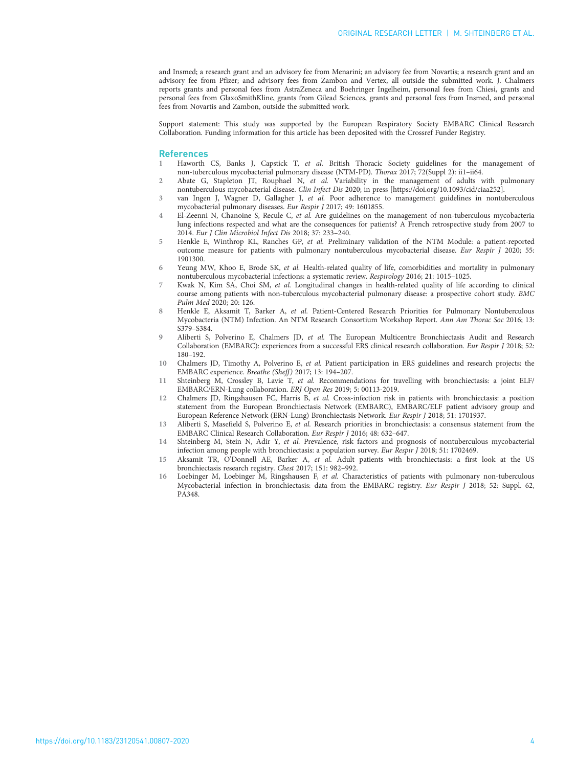and Insmed; a research grant and an advisory fee from Menarini; an advisory fee from Novartis; a research grant and an advisory fee from Pfizer; and advisory fees from Zambon and Vertex, all outside the submitted work. J. Chalmers reports grants and personal fees from AstraZeneca and Boehringer Ingelheim, personal fees from Chiesi, grants and personal fees from GlaxoSmithKline, grants from Gilead Sciences, grants and personal fees from Insmed, and personal fees from Novartis and Zambon, outside the submitted work.

Support statement: This study was supported by the European Respiratory Society EMBARC Clinical Research Collaboration. Funding information for this article has been deposited with the Crossref Funder Registry.

## References

1. Haworth CS, Banks J, Capstick T, *et al.* British Thoracic Society guidelines for the management of non-tuberculous mycobacterial pulmonary disease (NTM-PD). *Thorax* 2017; 72(Suppl 2): ii1–ii64.
2. Abate G, Stapleton JT, Rouphael N, *et al.* Variability in the management of adults with pulmonary nontuberculous mycobacterial disease. *Clin Infect Dis* 2020; in press [https://doi.org/10.1093/cid/ciaa252].
3. van Ingen J, Wagner D, Gallagher J, *et al.* Poor adherence to management guidelines in nontuberculous mycobacterial pulmonary diseases. *Eur Respir J* 2017; 49: 1601855.
4. El-Zeenni N, Chanoine S, Recule C, *et al.* Are guidelines on the management of non-tuberculous mycobacteria lung infections respected and what are the consequences for patients? A French retrospective study from 2007 to 2014. *Eur J Clin Microbiol Infect Dis* 2018; 37: 233–240.
5. Henkle E, Winthrop KL, Ranches GP, *et al.* Preliminary validation of the NTM Module: a patient-reported outcome measure for patients with pulmonary nontuberculous mycobacterial disease. *Eur Respir J* 2020; 55: 1901300.
6. Yeung MW, Khoo E, Brode SK, *et al.* Health-related quality of life, comorbidities and mortality in pulmonary nontuberculous mycobacterial infections: a systematic review. *Respirology* 2016; 21: 1015–1025.
7. Kwak N, Kim SA, Choi SM, *et al.* Longitudinal changes in health-related quality of life according to clinical course among patients with non-tuberculous mycobacterial pulmonary disease: a prospective cohort study. *BMC Pulm Med* 2020; 20: 126.
8. Henkle E, Aksamit T, Barker A, *et al.* Patient-Centered Research Priorities for Pulmonary Nontuberculous Mycobacteria (NTM) Infection. An NTM Research Consortium Workshop Report. *Ann Am Thorac Soc* 2016; 13: S379–S384.
9. Aliberti S, Polverino E, Chalmers JD, *et al.* The European Multicentre Bronchiectasis Audit and Research Collaboration (EMBARC): experiences from a successful ERS clinical research collaboration. *Eur Respir J* 2018; 52: 180–192.
10. Chalmers JD, Timothy A, Polverino E, *et al.* Patient participation in ERS guidelines and research projects: the EMBARC experience. *Breathe (Sheff)* 2017; 13: 194–207.
11. Shteinberg M, Crossley B, Lavie T, *et al.* Recommendations for travelling with bronchiectasis: a joint ELF/EMBARC/ERN-Lung collaboration. *ERJ Open Res* 2019; 5: 00113-2019.
12. Chalmers JD, Ringshausen FC, Harris B, *et al.* Cross-infection risk in patients with bronchiectasis: a position statement from the European Bronchiectasis Network (EMBARC), EMBARC/ELF patient advisory group and European Reference Network (ERN-Lung) Bronchiectasis Network. *Eur Respir J* 2018; 51: 1701937.
13. Aliberti S, Masefield S, Polverino E, *et al.* Research priorities in bronchiectasis: a consensus statement from the EMBARC Clinical Research Collaboration. *Eur Respir J* 2016; 48: 632–647.
14. Shteinberg M, Stein N, Adir Y, *et al.* Prevalence, risk factors and prognosis of nontuberculous mycobacterial infection among people with bronchiectasis: a population survey. *Eur Respir J* 2018; 51: 1702469.
15. Aksamit TR, O'Donnell AE, Barker A, *et al.* Adult patients with bronchiectasis: a first look at the US bronchiectasis research registry. *Chest* 2017; 151: 982–992.
16. Loebinger M, Loebinger M, Ringshausen F, *et al.* Characteristics of patients with pulmonary non-tuberculous Mycobacterial infection in bronchiectasis: data from the EMBARC registry. *Eur Respir J* 2018; 52: Suppl. 62, PA348.